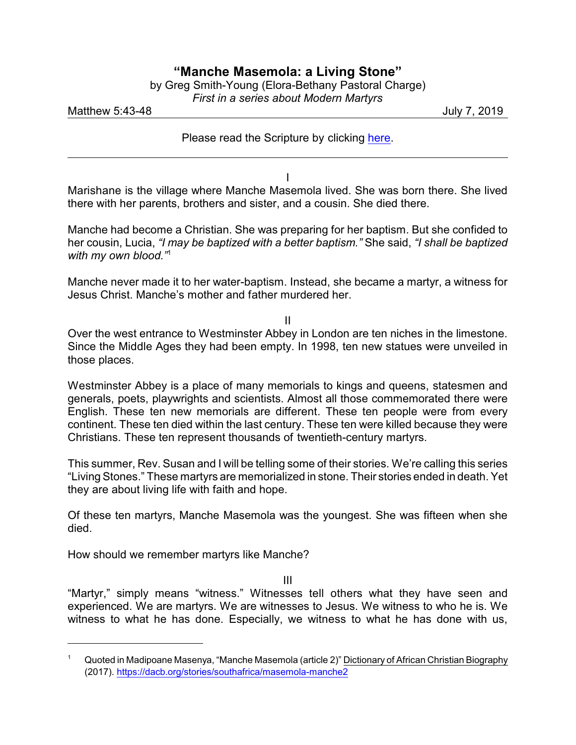# "Manche Masemola: a Living Stone"

by Greg Smith-Young (Elora-Bethany Pastoral Charge)

*First in a series about Modern Martyrs*

Matthew 5:43-48 | July 7, 2019

Please read the Scripture by clicking here.

---

I

Marishane is the village where Manche Masemola lived. She was born there. She lived there with her parents, brothers and sister, and a cousin. She died there.

Manche had become a Christian. She was preparing for her baptism. But she confided to her cousin, Lucia, *"I may be baptized with a better baptism."* She said, *"I shall be baptized with my own blood."*[1]

Manche never made it to her water-baptism. Instead, she became a martyr, a witness for Jesus Christ. Manche's mother and father murdered her.

II

Over the west entrance to Westminster Abbey in London are ten niches in the limestone. Since the Middle Ages they had been empty. In 1998, ten new statues were unveiled in those places.

Westminster Abbey is a place of many memorials to kings and queens, statesmen and generals, poets, playwrights and scientists. Almost all those commemorated there were English. These ten new memorials are different. These ten people were from every continent. These ten died within the last century. These ten were killed because they were Christians. These ten represent thousands of twentieth-century martyrs.

This summer, Rev. Susan and I will be telling some of their stories. We're calling this series "Living Stones." These martyrs are memorialized in stone. Their stories ended in death. Yet they are about living life with faith and hope.

Of these ten martyrs, Manche Masemola was the youngest. She was fifteen when she died.

How should we remember martyrs like Manche?

III

"Martyr," simply means "witness." Witnesses tell others what they have seen and experienced. We are martyrs. We are witnesses to Jesus. We witness to who he is. We witness to what he has done. Especially, we witness to what he has done with us,

---

[1] Quoted in Madipoane Masenya, "Manche Masemola (article 2)" Dictionary of African Christian Biography (2017). https://dacb.org/stories/southafrica/masemola-manche2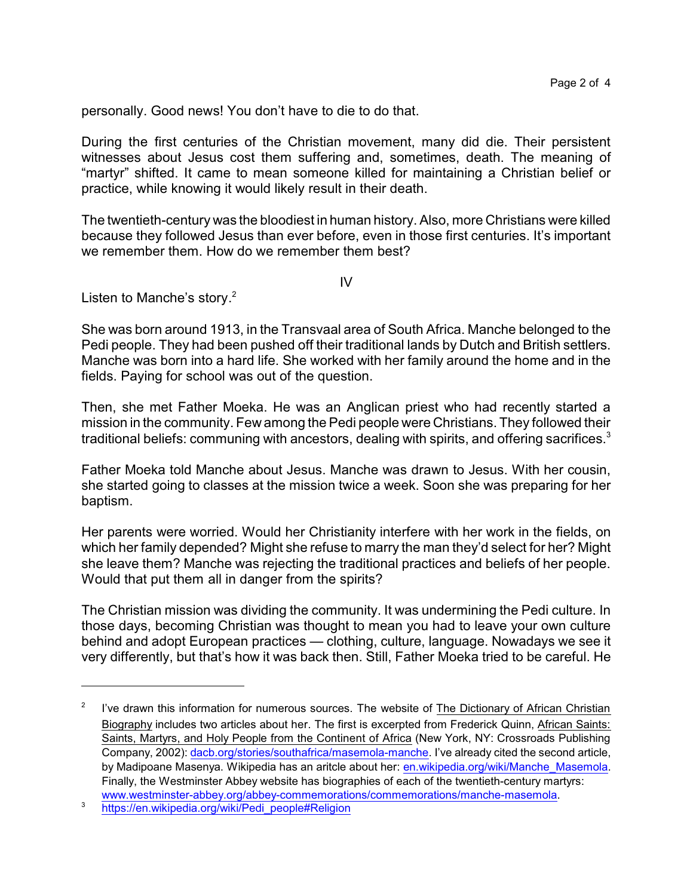personally. Good news! You don't have to die to do that.

During the first centuries of the Christian movement, many did die. Their persistent witnesses about Jesus cost them suffering and, sometimes, death. The meaning of "martyr" shifted. It came to mean someone killed for maintaining a Christian belief or practice, while knowing it would likely result in their death.

The twentieth-century was the bloodiest in human history. Also, more Christians were killed because they followed Jesus than ever before, even in those first centuries. It's important we remember them. How do we remember them best?

IV

Listen to Manche's story.[2]

She was born around 1913, in the Transvaal area of South Africa. Manche belonged to the Pedi people. They had been pushed off their traditional lands by Dutch and British settlers. Manche was born into a hard life. She worked with her family around the home and in the fields. Paying for school was out of the question.

Then, she met Father Moeka. He was an Anglican priest who had recently started a mission in the community. Few among the Pedi people were Christians. They followed their traditional beliefs: communing with ancestors, dealing with spirits, and offering sacrifices.[3]

Father Moeka told Manche about Jesus. Manche was drawn to Jesus. With her cousin, she started going to classes at the mission twice a week. Soon she was preparing for her baptism.

Her parents were worried. Would her Christianity interfere with her work in the fields, on which her family depended? Might she refuse to marry the man they'd select for her? Might she leave them? Manche was rejecting the traditional practices and beliefs of her people. Would that put them all in danger from the spirits?

The Christian mission was dividing the community. It was undermining the Pedi culture. In those days, becoming Christian was thought to mean you had to leave your own culture behind and adopt European practices — clothing, culture, language. Nowadays we see it very differently, but that's how it was back then. Still, Father Moeka tried to be careful. He

---

[2] I've drawn this information for numerous sources. The website of The Dictionary of African Christian Biography includes two articles about her. The first is excerpted from Frederick Quinn, African Saints: Saints, Martyrs, and Holy People from the Continent of Africa (New York, NY: Crossroads Publishing Company, 2002): dacb.org/stories/southafrica/masemola-manche. I've already cited the second article, by Madipoane Masenya. Wikipedia has an aritcle about her: en.wikipedia.org/wiki/Manche_Masemola. Finally, the Westminster Abbey website has biographies of each of the twentieth-century martyrs: www.westminster-abbey.org/abbey-commemorations/commemorations/manche-masemola.

[3] https://en.wikipedia.org/wiki/Pedi_people#Religion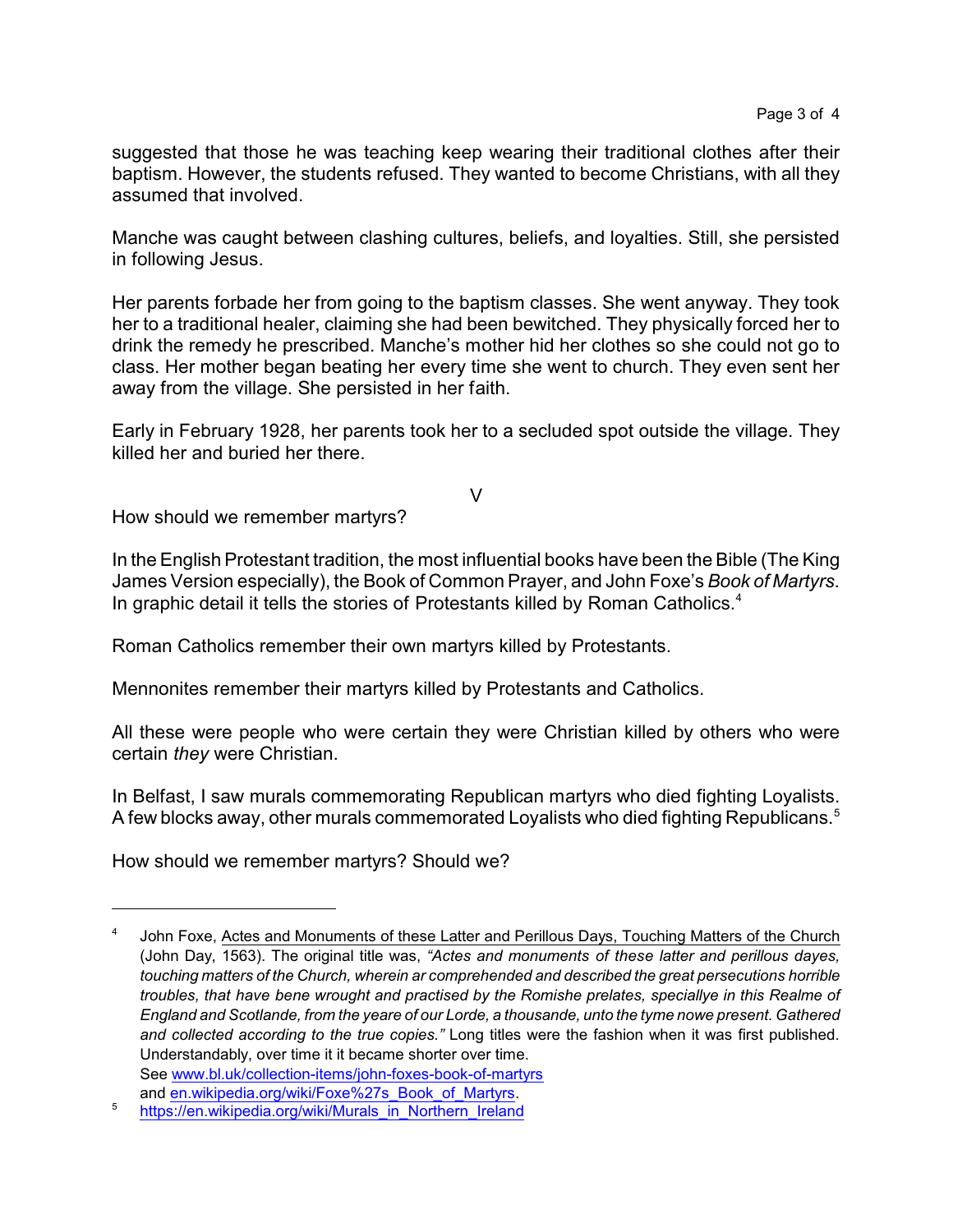suggested that those he was teaching keep wearing their traditional clothes after their baptism. However, the students refused. They wanted to become Christians, with all they assumed that involved.

Manche was caught between clashing cultures, beliefs, and loyalties. Still, she persisted in following Jesus.

Her parents forbade her from going to the baptism classes. She went anyway. They took her to a traditional healer, claiming she had been bewitched. They physically forced her to drink the remedy he prescribed. Manche's mother hid her clothes so she could not go to class. Her mother began beating her every time she went to church. They even sent her away from the village. She persisted in her faith.

Early in February 1928, her parents took her to a secluded spot outside the village. They killed her and buried her there.

## V

How should we remember martyrs?

In the English Protestant tradition, the most influential books have been the Bible (The King James Version especially), the Book of Common Prayer, and John Foxe's *Book of Martyrs*. In graphic detail it tells the stories of Protestants killed by Roman Catholics.[4]

Roman Catholics remember their own martyrs killed by Protestants.

Mennonites remember their martyrs killed by Protestants and Catholics.

All these were people who were certain they were Christian killed by others who were certain *they* were Christian.

In Belfast, I saw murals commemorating Republican martyrs who died fighting Loyalists. A few blocks away, other murals commemorated Loyalists who died fighting Republicans.[5]

How should we remember martyrs? Should we?

---

[4] John Foxe, Actes and Monuments of these Latter and Perillous Days, Touching Matters of the Church (John Day, 1563). The original title was, *"Actes and monuments of these latter and perillous dayes, touching matters of the Church, wherein ar comprehended and described the great persecutions horrible troubles, that have bene wrought and practised by the Romishe prelates, speciallye in this Realme of England and Scotlande, from the yeare of our Lorde, a thousande, unto the tyme nowe present. Gathered and collected according to the true copies."* Long titles were the fashion when it was first published. Understandably, over time it it became shorter over time.
See www.bl.uk/collection-items/john-foxes-book-of-martyrs
and en.wikipedia.org/wiki/Foxe%27s_Book_of_Martyrs.

[5] https://en.wikipedia.org/wiki/Murals_in_Northern_Ireland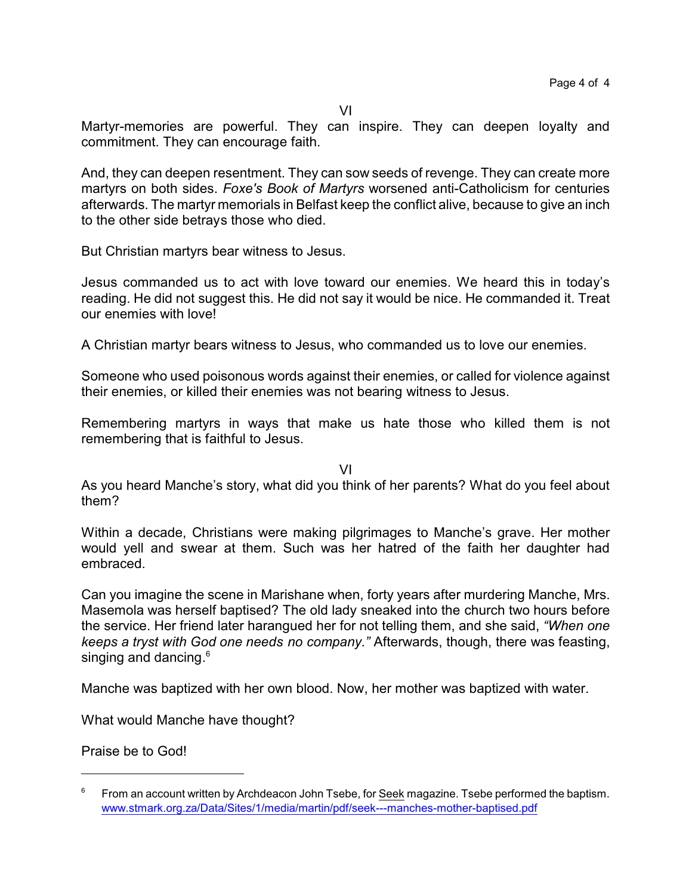## VI

Martyr-memories are powerful. They can inspire. They can deepen loyalty and commitment. They can encourage faith.

And, they can deepen resentment. They can sow seeds of revenge. They can create more martyrs on both sides. *Foxe's Book of Martyrs* worsened anti-Catholicism for centuries afterwards. The martyr memorials in Belfast keep the conflict alive, because to give an inch to the other side betrays those who died.

But Christian martyrs bear witness to Jesus.

Jesus commanded us to act with love toward our enemies. We heard this in today's reading. He did not suggest this. He did not say it would be nice. He commanded it. Treat our enemies with love!

A Christian martyr bears witness to Jesus, who commanded us to love our enemies.

Someone who used poisonous words against their enemies, or called for violence against their enemies, or killed their enemies was not bearing witness to Jesus.

Remembering martyrs in ways that make us hate those who killed them is not remembering that is faithful to Jesus.

## VI

As you heard Manche's story, what did you think of her parents? What do you feel about them?

Within a decade, Christians were making pilgrimages to Manche's grave. Her mother would yell and swear at them. Such was her hatred of the faith her daughter had embraced.

Can you imagine the scene in Marishane when, forty years after murdering Manche, Mrs. Masemola was herself baptised? The old lady sneaked into the church two hours before the service. Her friend later harangued her for not telling them, and she said, *"When one keeps a tryst with God one needs no company."* Afterwards, though, there was feasting, singing and dancing.[6]

Manche was baptized with her own blood. Now, her mother was baptized with water.

What would Manche have thought?

Praise be to God!

---

[6] From an account written by Archdeacon John Tsebe, for Seek magazine. Tsebe performed the baptism. www.stmark.org.za/Data/Sites/1/media/martin/pdf/seek---manches-mother-baptised.pdf